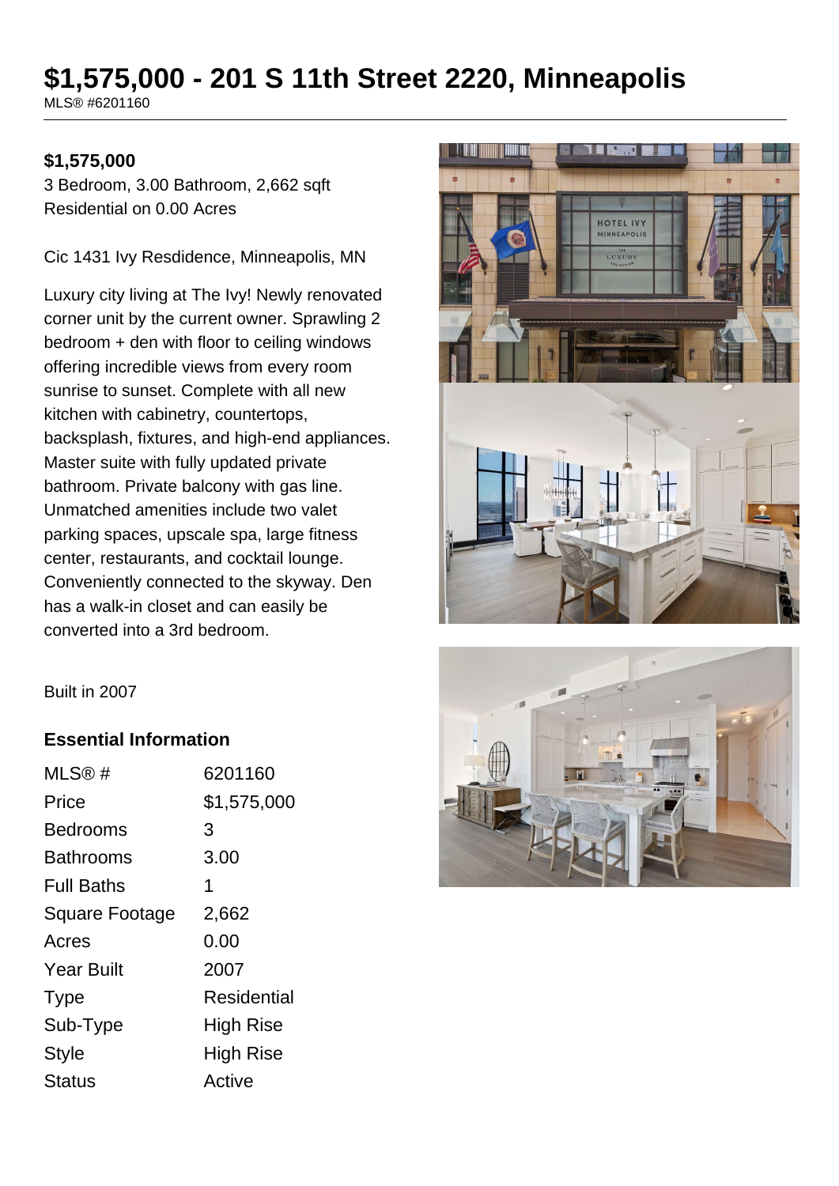# $1,575,000 - 201 S 11th Street 2220, Minneapolis

MLS® #6201160

**$1,575,000**

3 Bedroom, 3.00 Bathroom, 2,662 sqft
Residential on 0.00 Acres

Cic 1431 Ivy Resdidence, Minneapolis, MN

Luxury city living at The Ivy! Newly renovated corner unit by the current owner. Sprawling 2 bedroom + den with floor to ceiling windows offering incredible views from every room sunrise to sunset. Complete with all new kitchen with cabinetry, countertops, backsplash, fixtures, and high-end appliances. Master suite with fully updated private bathroom. Private balcony with gas line. Unmatched amenities include two valet parking spaces, upscale spa, large fitness center, restaurants, and cocktail lounge. Conveniently connected to the skyway. Den has a walk-in closet and can easily be converted into a 3rd bedroom.

Built in 2007

### Essential Information

| | |
|---|---|
| MLS® # | 6201160 |
| Price | $1,575,000 |
| Bedrooms | 3 |
| Bathrooms | 3.00 |
| Full Baths | 1 |
| Square Footage | 2,662 |
| Acres | 0.00 |
| Year Built | 2007 |
| Type | Residential |
| Sub-Type | High Rise |
| Style | High Rise |
| Status | Active |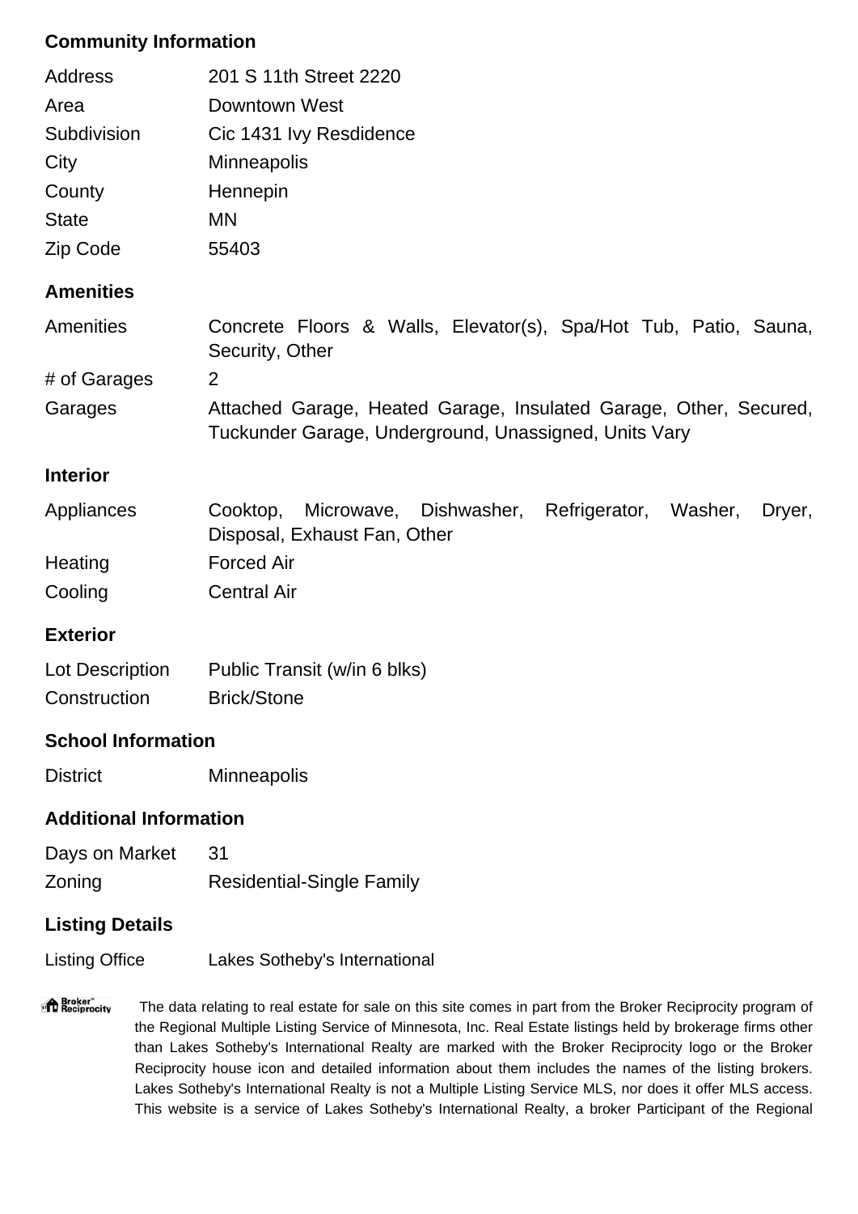## Community Information

| | |
|---|---|
| Address | 201 S 11th Street 2220 |
| Area | Downtown West |
| Subdivision | Cic 1431 Ivy Resdidence |
| City | Minneapolis |
| County | Hennepin |
| State | MN |
| Zip Code | 55403 |

## Amenities

| | |
|---|---|
| Amenities | Concrete Floors & Walls, Elevator(s), Spa/Hot Tub, Patio, Sauna, Security, Other |
| # of Garages | 2 |
| Garages | Attached Garage, Heated Garage, Insulated Garage, Other, Secured, Tuckunder Garage, Underground, Unassigned, Units Vary |

## Interior

| | |
|---|---|
| Appliances | Cooktop, Microwave, Dishwasher, Refrigerator, Washer, Dryer, Disposal, Exhaust Fan, Other |
| Heating | Forced Air |
| Cooling | Central Air |

## Exterior

| | |
|---|---|
| Lot Description | Public Transit (w/in 6 blks) |
| Construction | Brick/Stone |

## School Information

| | |
|---|---|
| District | Minneapolis |

## Additional Information

| | |
|---|---|
| Days on Market | 31 |
| Zoning | Residential-Single Family |

## Listing Details

| | |
|---|---|
| Listing Office | Lakes Sotheby's International |

Broker Reciprocity The data relating to real estate for sale on this site comes in part from the Broker Reciprocity program of the Regional Multiple Listing Service of Minnesota, Inc. Real Estate listings held by brokerage firms other than Lakes Sotheby's International Realty are marked with the Broker Reciprocity logo or the Broker Reciprocity house icon and detailed information about them includes the names of the listing brokers. Lakes Sotheby's International Realty is not a Multiple Listing Service MLS, nor does it offer MLS access. This website is a service of Lakes Sotheby's International Realty, a broker Participant of the Regional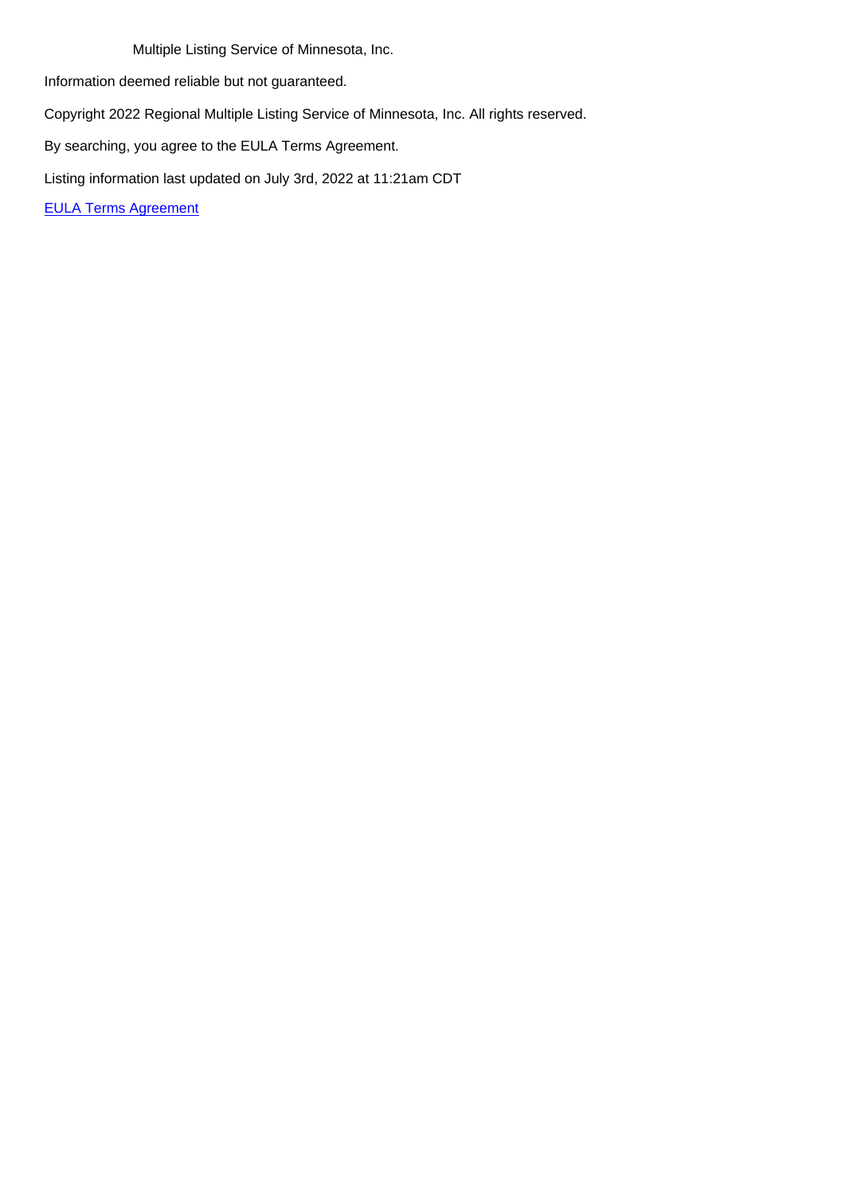Multiple Listing Service of Minnesota, Inc.

Information deemed reliable but not guaranteed.

Copyright 2022 Regional Multiple Listing Service of Minnesota, Inc. All rights reserved.

By searching, you agree to the EULA Terms Agreement.

Listing information last updated on July 3rd, 2022 at 11:21am CDT

EULA Terms Agreement